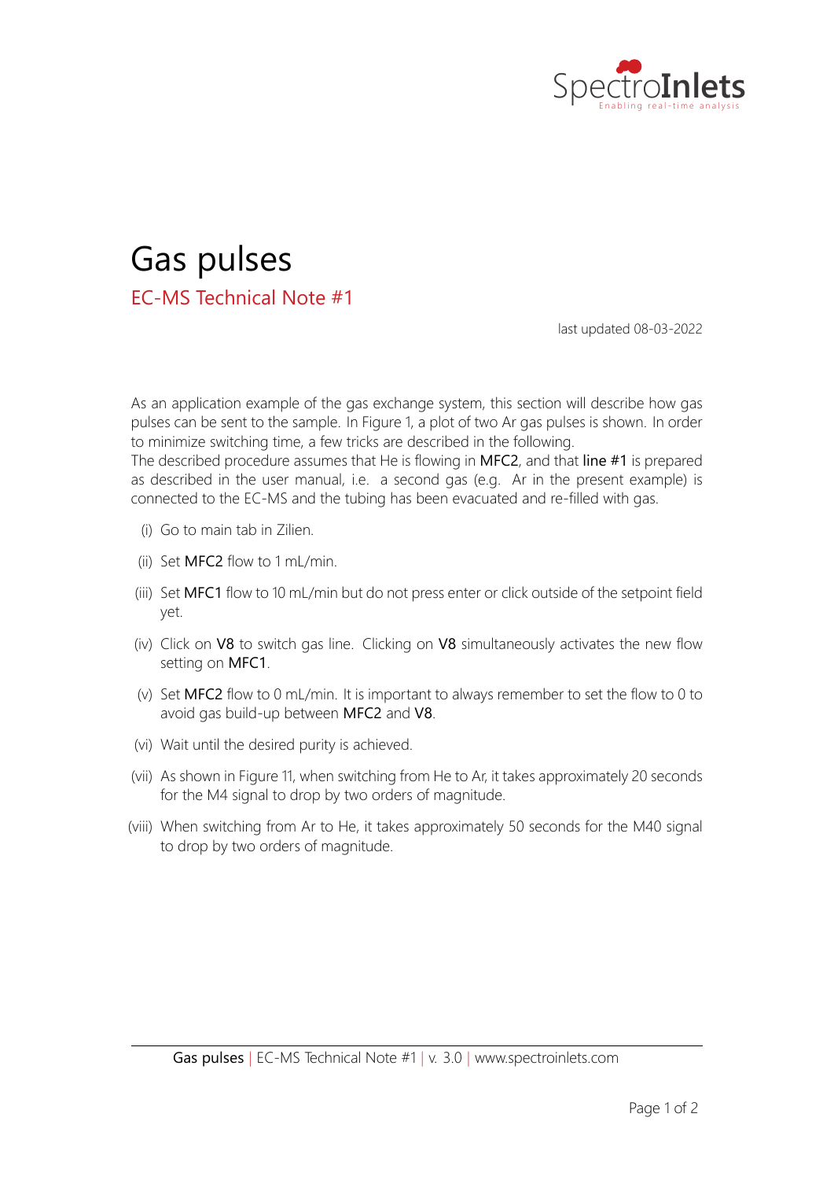# Gas pulses

## EC-MS Technical Note #1

last updated 08-03-2022

As an application example of the gas exchange system, this section will describe how gas pulses can be sent to the sample. In Figure 1, a plot of two Ar gas pulses is shown. In order to minimize switching time, a few tricks are described in the following.
The described procedure assumes that He is flowing in MFC2, and that line #1 is prepared as described in the user manual, i.e. a second gas (e.g. Ar in the present example) is connected to the EC-MS and the tubing has been evacuated and re-filled with gas.

(i) Go to main tab in Zilien.

(ii) Set MFC2 flow to 1 mL/min.

(iii) Set MFC1 flow to 10 mL/min but do not press enter or click outside of the setpoint field yet.

(iv) Click on V8 to switch gas line. Clicking on V8 simultaneously activates the new flow setting on MFC1.

(v) Set MFC2 flow to 0 mL/min. It is important to always remember to set the flow to 0 to avoid gas build-up between MFC2 and V8.

(vi) Wait until the desired purity is achieved.

(vii) As shown in Figure 11, when switching from He to Ar, it takes approximately 20 seconds for the M4 signal to drop by two orders of magnitude.

(viii) When switching from Ar to He, it takes approximately 50 seconds for the M40 signal to drop by two orders of magnitude.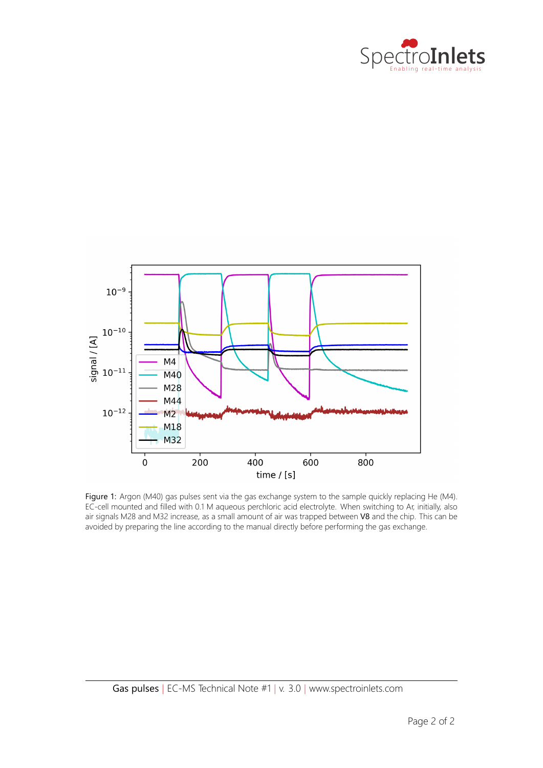signal / [A]

$10^{-9}$

$10^{-10}$

$10^{-11}$

$10^{-12}$

M4
M40
M28
M44
M2
M18
M32

0
200
400
600
800

time / [s]

Figure 1: Argon (M40) gas pulses sent via the gas exchange system to the sample quickly replacing He (M4). EC-cell mounted and filled with 0.1 M aqueous perchloric acid electrolyte. When switching to Ar, initially, also air signals M28 and M32 increase, as a small amount of air was trapped between V8 and the chip. This can be avoided by preparing the line according to the manual directly before performing the gas exchange.